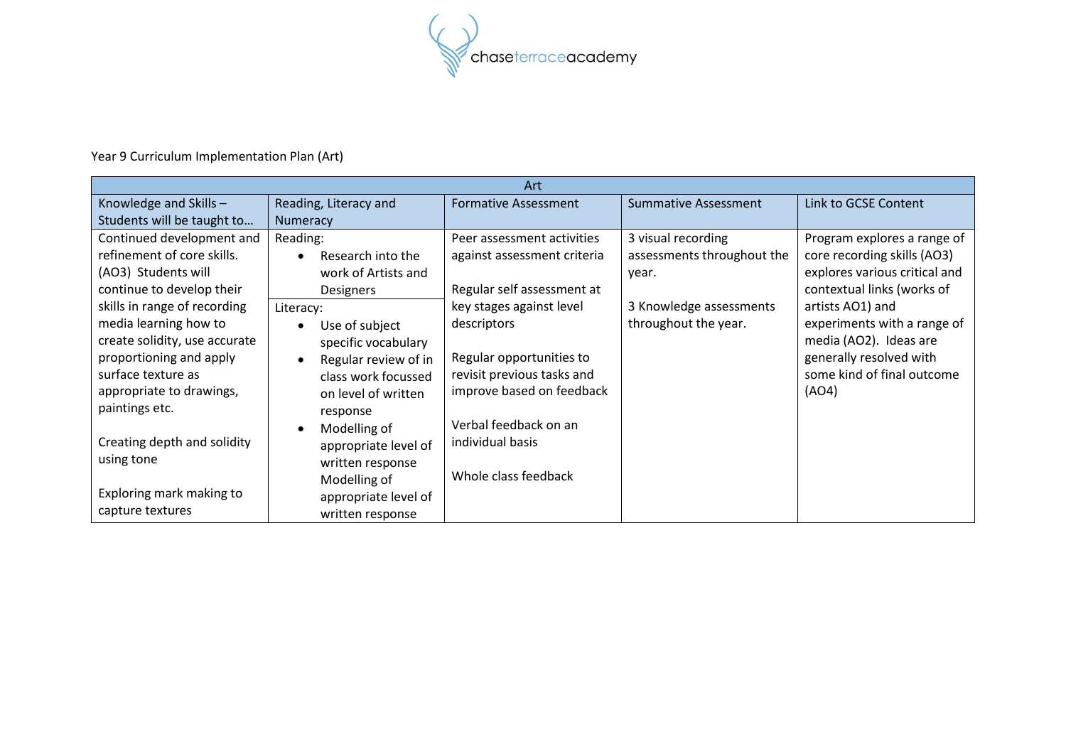chaseterraceacademy

Year 9 Curriculum Implementation Plan (Art)

| Art | | | | |
|---|---|---|---|---|
| Knowledge and Skills – Students will be taught to… | Reading, Literacy and Numeracy | Formative Assessment | Summative Assessment | Link to GCSE Content |
| Continued development and refinement of core skills. (AO3) Students will continue to develop their skills in range of recording media learning how to create solidity, use accurate proportioning and apply surface texture as appropriate to drawings, paintings etc.<br><br>Creating depth and solidity using tone<br><br>Exploring mark making to capture textures | Reading:<br>• Research into the work of Artists and Designers<br><br>Literacy:<br>• Use of subject specific vocabulary<br>• Regular review of in class work focussed on level of written response<br>• Modelling of appropriate level of written response<br>Modelling of appropriate level of written response | Peer assessment activities against assessment criteria<br><br>Regular self assessment at key stages against level descriptors<br><br>Regular opportunities to revisit previous tasks and improve based on feedback<br><br>Verbal feedback on an individual basis<br><br>Whole class feedback | 3 visual recording assessments throughout the year.<br><br>3 Knowledge assessments throughout the year. | Program explores a range of core recording skills (AO3) explores various critical and contextual links (works of artists AO1) and experiments with a range of media (AO2). Ideas are generally resolved with some kind of final outcome (AO4) |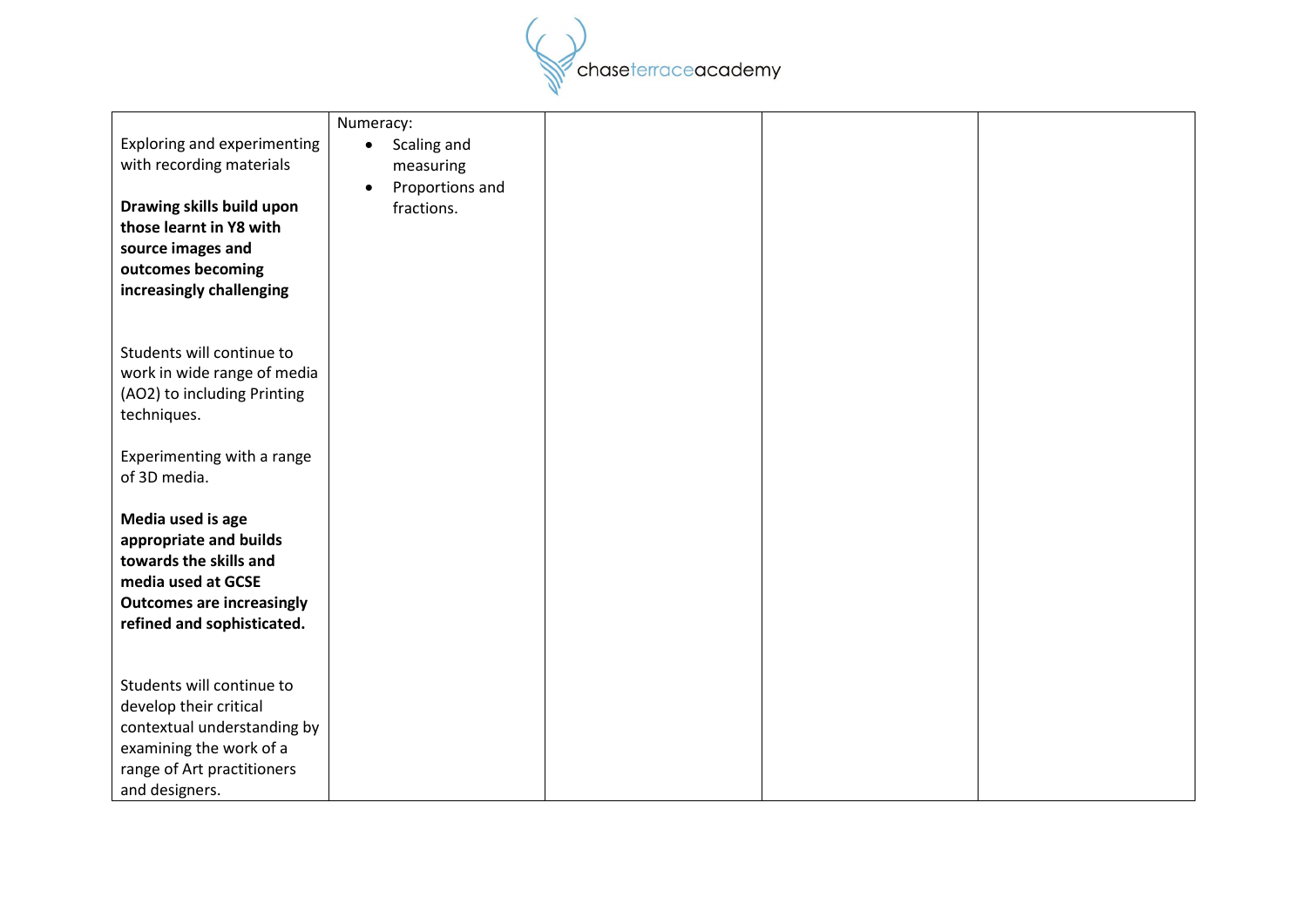|  |  |  |  |  |
|---|---|---|---|---|
| Exploring and experimenting with recording materials<br><br>**Drawing skills build upon those learnt in Y8 with source images and outcomes becoming increasingly challenging**<br><br>Students will continue to work in wide range of media (AO2) to including Printing techniques.<br><br>Experimenting with a range of 3D media.<br><br>**Media used is age appropriate and builds towards the skills and media used at GCSE Outcomes are increasingly refined and sophisticated.**<br><br>Students will continue to develop their critical contextual understanding by examining the work of a range of Art practitioners and designers. | Numeracy:<br>• Scaling and measuring<br>• Proportions and fractions. |  |  |  |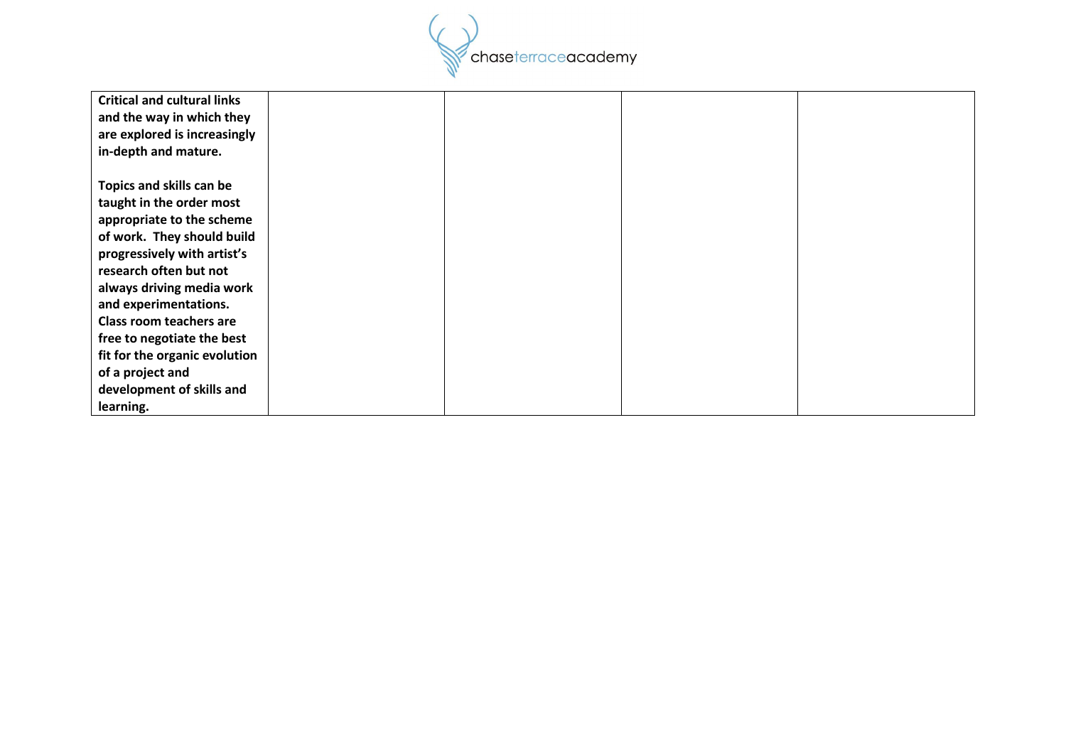| | | | | |
|---|---|---|---|---|
| **Critical and cultural links and the way in which they are explored is increasingly in-depth and mature.**<br><br>**Topics and skills can be taught in the order most appropriate to the scheme of work. They should build progressively with artist's research often but not always driving media work and experimentations. Class room teachers are free to negotiate the best fit for the organic evolution of a project and development of skills and learning.** | | | | |